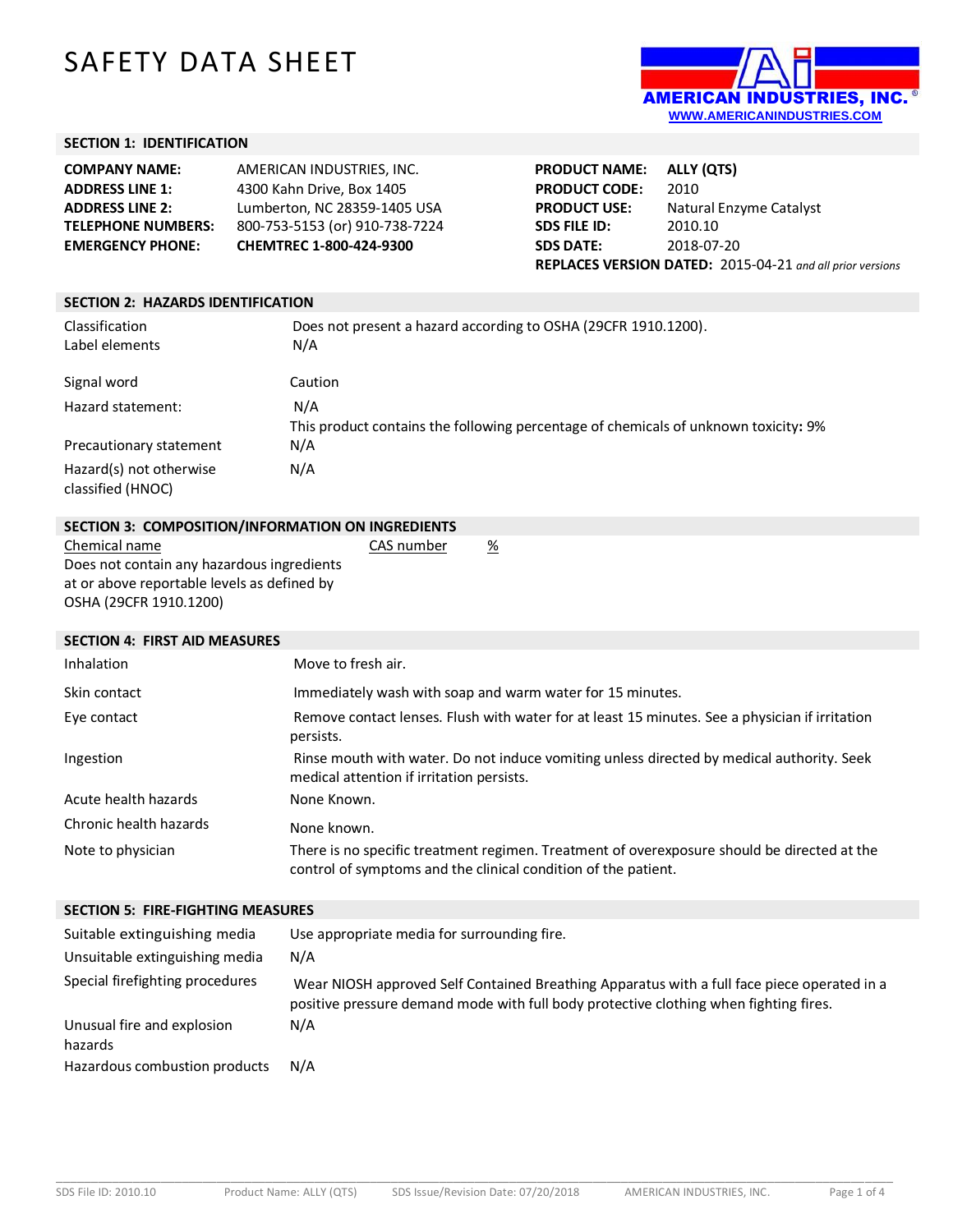# SAFETY DATA SHEET

AMERICAN INDUSTRIES, INC.®
WWW.AMERICANINDUSTRIES.COM

## SECTION 1: IDENTIFICATION

| | |
|---|---|
| **COMPANY NAME:** | AMERICAN INDUSTRIES, INC. |
| **ADDRESS LINE 1:** | 4300 Kahn Drive, Box 1405 |
| **ADDRESS LINE 2:** | Lumberton, NC 28359-1405 USA |
| **TELEPHONE NUMBERS:** | 800-753-5153 (or) 910-738-7224 |
| **EMERGENCY PHONE:** | **CHEMTREC 1-800-424-9300** |

| | |
|---|---|
| **PRODUCT NAME:** | **ALLY (QTS)** |
| **PRODUCT CODE:** | 2010 |
| **PRODUCT USE:** | Natural Enzyme Catalyst |
| **SDS FILE ID:** | 2010.10 |
| **SDS DATE:** | 2018-07-20 |

**REPLACES VERSION DATED:** 2015-04-21 *and all prior versions*

## SECTION 2: HAZARDS IDENTIFICATION

| | |
|---|---|
| Classification | Does not present a hazard according to OSHA (29CFR 1910.1200). |
| Label elements | N/A |
| Signal word | Caution |
| Hazard statement: | N/A<br>This product contains the following percentage of chemicals of unknown toxicity: 9% |
| Precautionary statement | N/A |
| Hazard(s) not otherwise classified (HNOC) | N/A |

## SECTION 3: COMPOSITION/INFORMATION ON INGREDIENTS

| Chemical name | CAS number | % |
|---|---|---|
| Does not contain any hazardous ingredients at or above reportable levels as defined by OSHA (29CFR 1910.1200) | | |

## SECTION 4: FIRST AID MEASURES

| | |
|---|---|
| Inhalation | Move to fresh air. |
| Skin contact | Immediately wash with soap and warm water for 15 minutes. |
| Eye contact | Remove contact lenses. Flush with water for at least 15 minutes. See a physician if irritation persists. |
| Ingestion | Rinse mouth with water. Do not induce vomiting unless directed by medical authority. Seek medical attention if irritation persists. |
| Acute health hazards | None Known. |
| Chronic health hazards | None known. |
| Note to physician | There is no specific treatment regimen. Treatment of overexposure should be directed at the control of symptoms and the clinical condition of the patient. |

## SECTION 5: FIRE-FIGHTING MEASURES

| | |
|---|---|
| Suitable extinguishing media | Use appropriate media for surrounding fire. |
| Unsuitable extinguishing media | N/A |
| Special firefighting procedures | Wear NIOSH approved Self Contained Breathing Apparatus with a full face piece operated in a positive pressure demand mode with full body protective clothing when fighting fires. |
| Unusual fire and explosion hazards | N/A |
| Hazardous combustion products | N/A |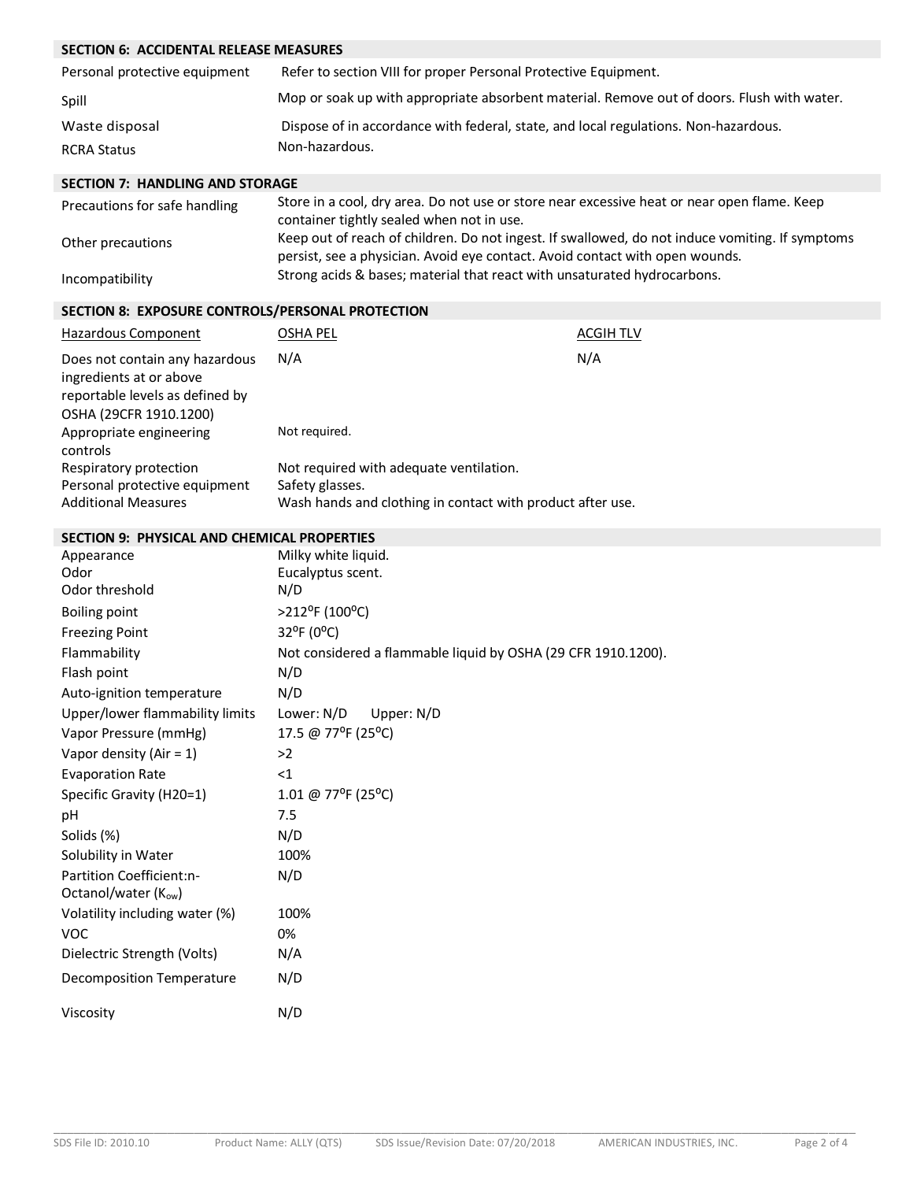## SECTION 6: ACCIDENTAL RELEASE MEASURES

| | |
|---|---|
| Personal protective equipment | Refer to section VIII for proper Personal Protective Equipment. |
| Spill | Mop or soak up with appropriate absorbent material. Remove out of doors. Flush with water. |
| Waste disposal | Dispose of in accordance with federal, state, and local regulations. Non-hazardous. |
| RCRA Status | Non-hazardous. |

## SECTION 7: HANDLING AND STORAGE

| | |
|---|---|
| Precautions for safe handling | Store in a cool, dry area. Do not use or store near excessive heat or near open flame. Keep container tightly sealed when not in use. |
| Other precautions | Keep out of reach of children. Do not ingest. If swallowed, do not induce vomiting. If symptoms persist, see a physician. Avoid eye contact. Avoid contact with open wounds. |
| Incompatibility | Strong acids & bases; material that react with unsaturated hydrocarbons. |

## SECTION 8: EXPOSURE CONTROLS/PERSONAL PROTECTION

| Hazardous Component | OSHA PEL | ACGIH TLV |
|---|---|---|
| Does not contain any hazardous ingredients at or above reportable levels as defined by OSHA (29CFR 1910.1200) | N/A | N/A |
| Appropriate engineering controls | Not required. | |
| Respiratory protection | Not required with adequate ventilation. | |
| Personal protective equipment | Safety glasses. | |
| Additional Measures | Wash hands and clothing in contact with product after use. | |

## SECTION 9: PHYSICAL AND CHEMICAL PROPERTIES

| | |
|---|---|
| Appearance | Milky white liquid. |
| Odor | Eucalyptus scent. |
| Odor threshold | N/D |
| Boiling point | >212°F (100°C) |
| Freezing Point | 32°F (0°C) |
| Flammability | Not considered a flammable liquid by OSHA (29 CFR 1910.1200). |
| Flash point | N/D |
| Auto-ignition temperature | N/D |
| Upper/lower flammability limits | Lower: N/D Upper: N/D |
| Vapor Pressure (mmHg) | 17.5 @ 77°F (25°C) |
| Vapor density (Air = 1) | >2 |
| Evaporation Rate | <1 |
| Specific Gravity (H20=1) | 1.01 @ 77°F (25°C) |
| pH | 7.5 |
| Solids (%) | N/D |
| Solubility in Water | 100% |
| Partition Coefficient:n-Octanol/water ($K_{ow}$) | N/D |
| Volatility including water (%) | 100% |
| VOC | 0% |
| Dielectric Strength (Volts) | N/A |
| Decomposition Temperature | N/D |
| Viscosity | N/D |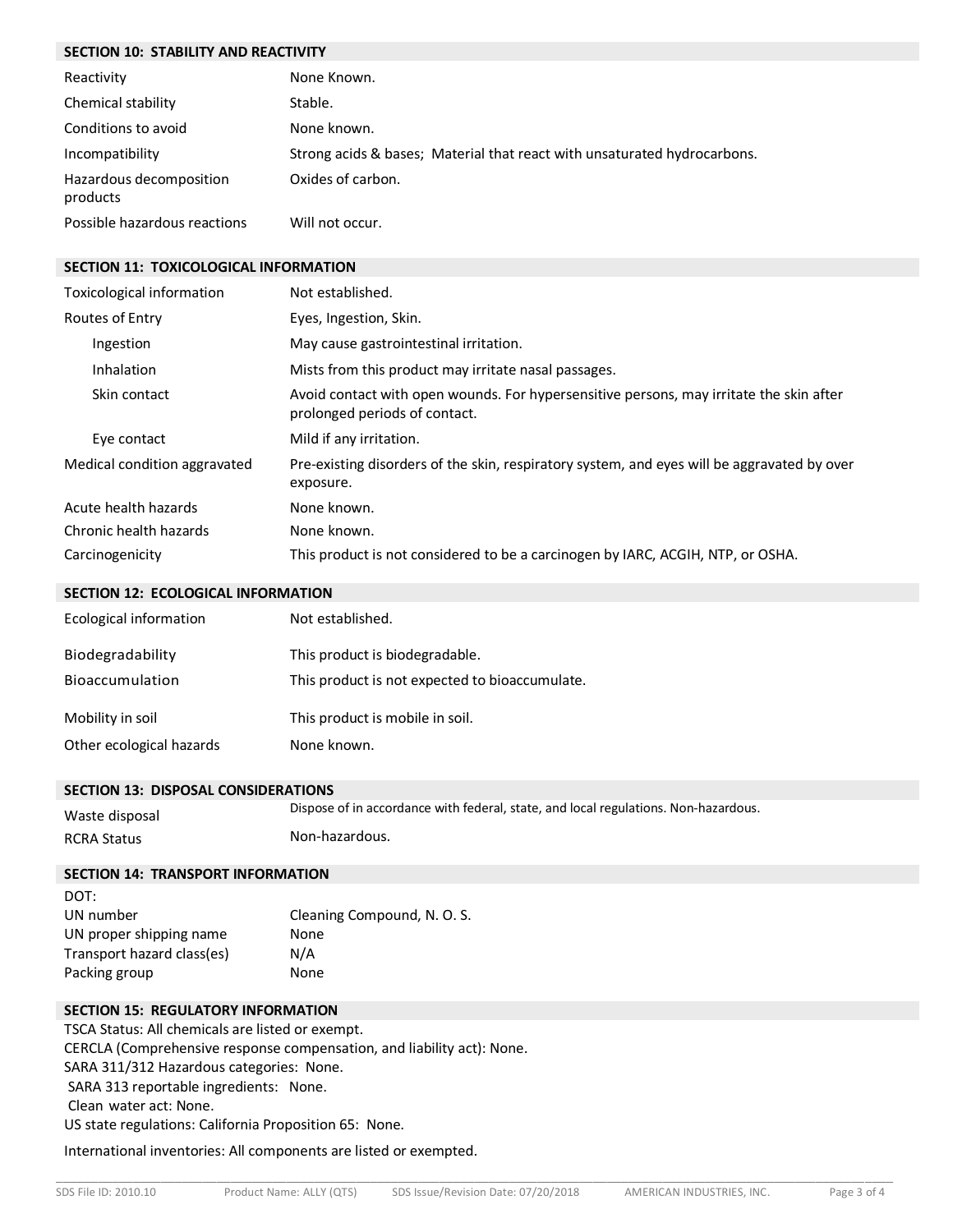## SECTION 10: STABILITY AND REACTIVITY

| | |
|---|---|
| Reactivity | None Known. |
| Chemical stability | Stable. |
| Conditions to avoid | None known. |
| Incompatibility | Strong acids & bases; Material that react with unsaturated hydrocarbons. |
| Hazardous decomposition products | Oxides of carbon. |
| Possible hazardous reactions | Will not occur. |

## SECTION 11: TOXICOLOGICAL INFORMATION

| | |
|---|---|
| Toxicological information | Not established. |
| Routes of Entry | Eyes, Ingestion, Skin. |
| Ingestion | May cause gastrointestinal irritation. |
| Inhalation | Mists from this product may irritate nasal passages. |
| Skin contact | Avoid contact with open wounds. For hypersensitive persons, may irritate the skin after prolonged periods of contact. |
| Eye contact | Mild if any irritation. |
| Medical condition aggravated | Pre-existing disorders of the skin, respiratory system, and eyes will be aggravated by over exposure. |
| Acute health hazards | None known. |
| Chronic health hazards | None known. |
| Carcinogenicity | This product is not considered to be a carcinogen by IARC, ACGIH, NTP, or OSHA. |

## SECTION 12: ECOLOGICAL INFORMATION

| | |
|---|---|
| Ecological information | Not established. |
| Biodegradability | This product is biodegradable. |
| Bioaccumulation | This product is not expected to bioaccumulate. |
| Mobility in soil | This product is mobile in soil. |
| Other ecological hazards | None known. |

## SECTION 13: DISPOSAL CONSIDERATIONS

| | |
|---|---|
| Waste disposal | Dispose of in accordance with federal, state, and local regulations. Non-hazardous. |
| RCRA Status | Non-hazardous. |

## SECTION 14: TRANSPORT INFORMATION

DOT:

| | |
|---|---|
| UN number | Cleaning Compound, N. O. S. |
| UN proper shipping name | None |
| Transport hazard class(es) | N/A |
| Packing group | None |

## SECTION 15: REGULATORY INFORMATION

TSCA Status: All chemicals are listed or exempt.
CERCLA (Comprehensive response compensation, and liability act): None.
SARA 311/312 Hazardous categories: None.
SARA 313 reportable ingredients: None.
Clean water act: None.
US state regulations: California Proposition 65: None.

International inventories: All components are listed or exempted.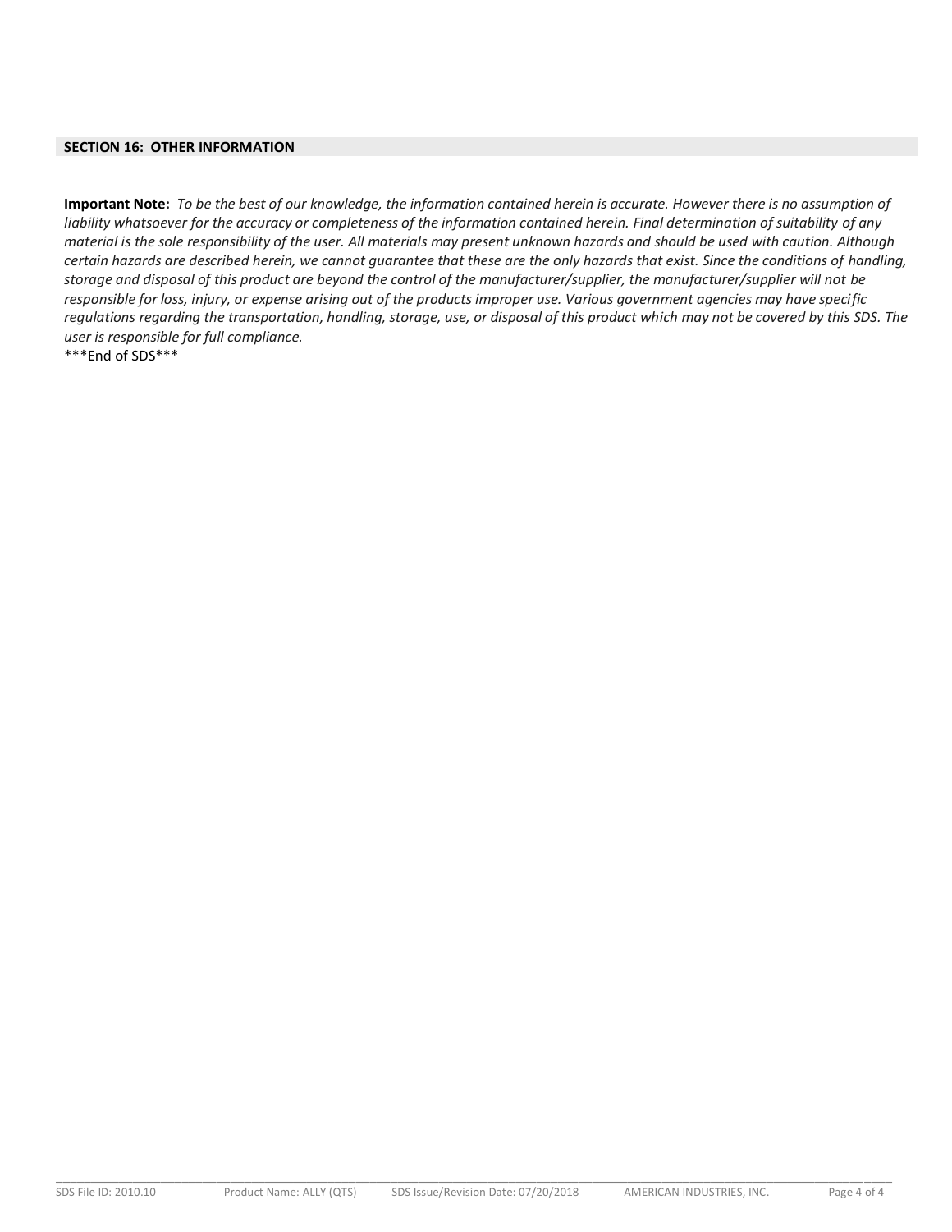## SECTION 16: OTHER INFORMATION

**Important Note:** *To be the best of our knowledge, the information contained herein is accurate. However there is no assumption of liability whatsoever for the accuracy or completeness of the information contained herein. Final determination of suitability of any material is the sole responsibility of the user. All materials may present unknown hazards and should be used with caution. Although certain hazards are described herein, we cannot guarantee that these are the only hazards that exist. Since the conditions of handling, storage and disposal of this product are beyond the control of the manufacturer/supplier, the manufacturer/supplier will not be responsible for loss, injury, or expense arising out of the products improper use. Various government agencies may have specific regulations regarding the transportation, handling, storage, use, or disposal of this product which may not be covered by this SDS. The user is responsible for full compliance.*

***End of SDS***